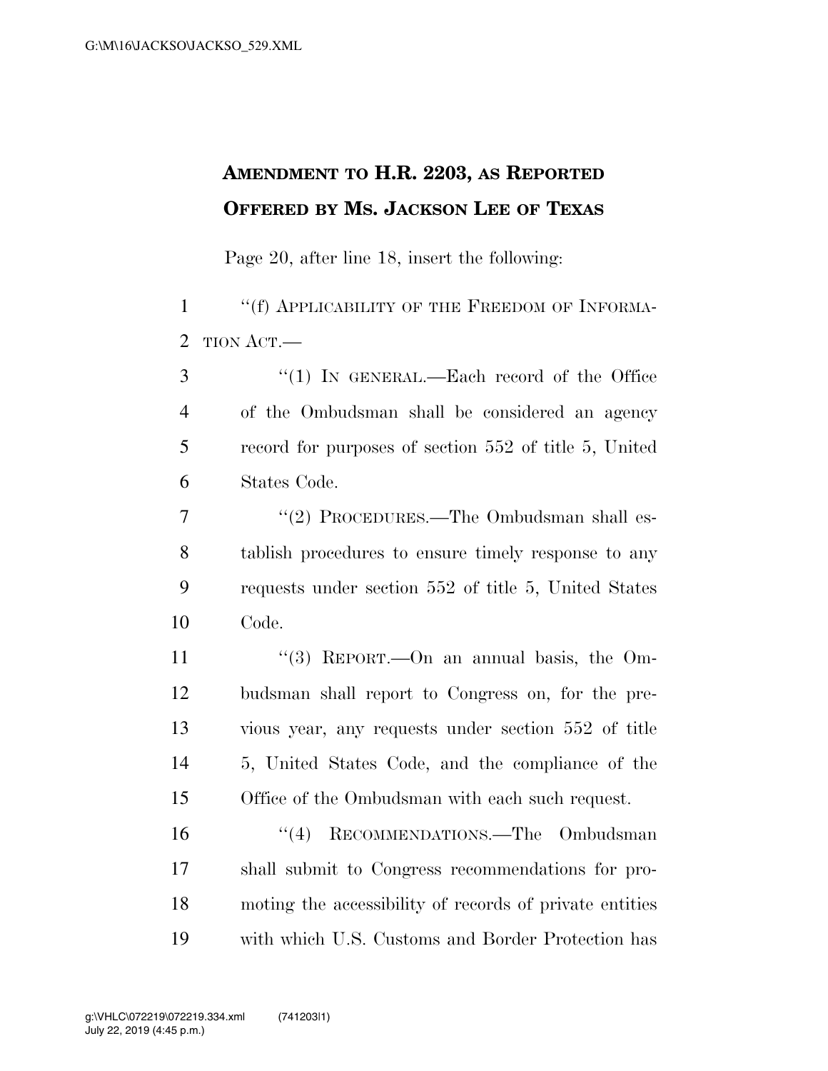**AMENDMENT TO H.R. 2203, AS REPORTED OFFERED BY MS. JACKSON LEE OF TEXAS**

Page 20, after line 18, insert the following:

"(f) APPLICABILITY OF THE FREEDOM OF INFORMATION ACT.—

"(1) IN GENERAL.—Each record of the Office of the Ombudsman shall be considered an agency record for purposes of section 552 of title 5, United States Code.

"(2) PROCEDURES.—The Ombudsman shall establish procedures to ensure timely response to any requests under section 552 of title 5, United States Code.

"(3) REPORT.—On an annual basis, the Ombudsman shall report to Congress on, for the previous year, any requests under section 552 of title 5, United States Code, and the compliance of the Office of the Ombudsman with each such request.

"(4) RECOMMENDATIONS.—The Ombudsman shall submit to Congress recommendations for promoting the accessibility of records of private entities with which U.S. Customs and Border Protection has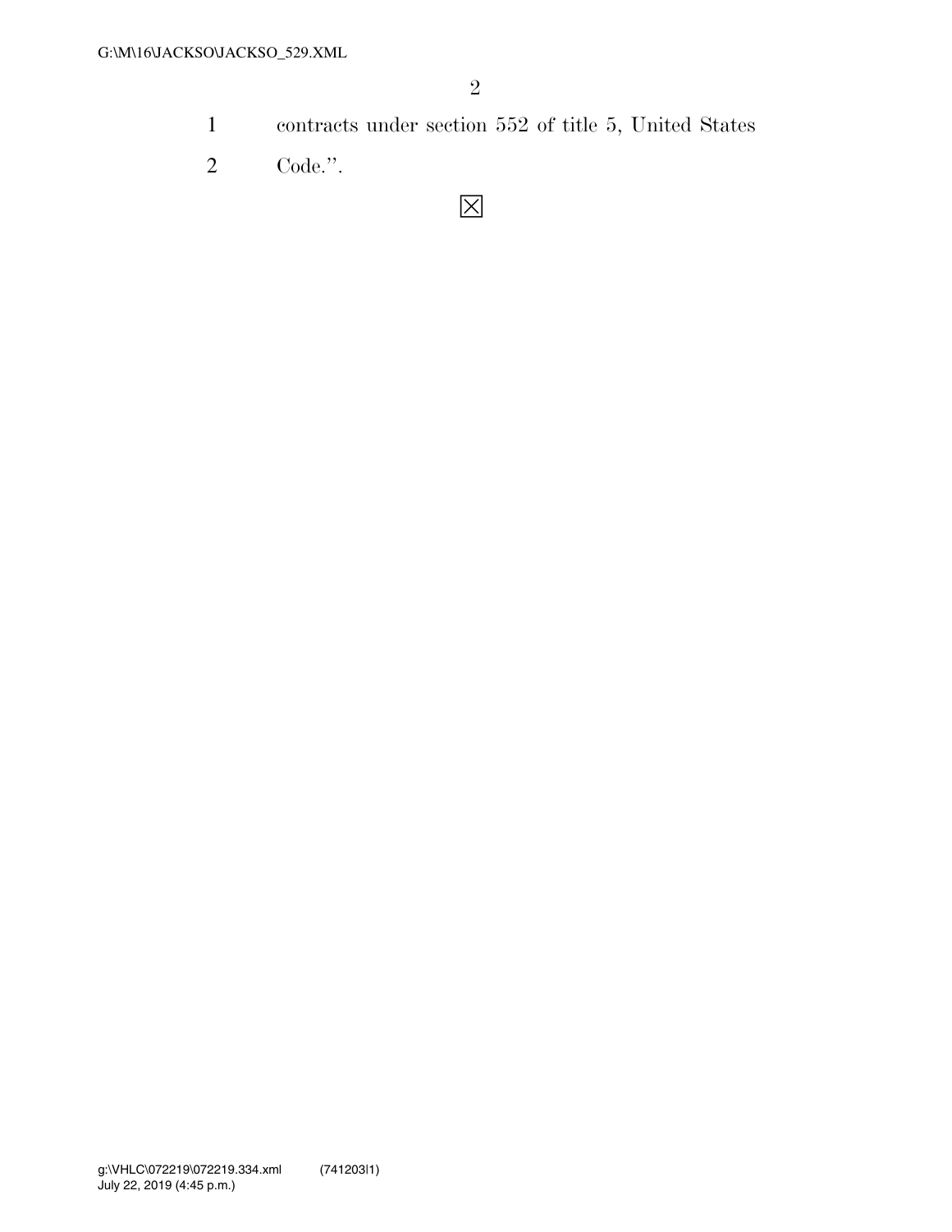contracts under section 552 of title 5, United States Code.''.